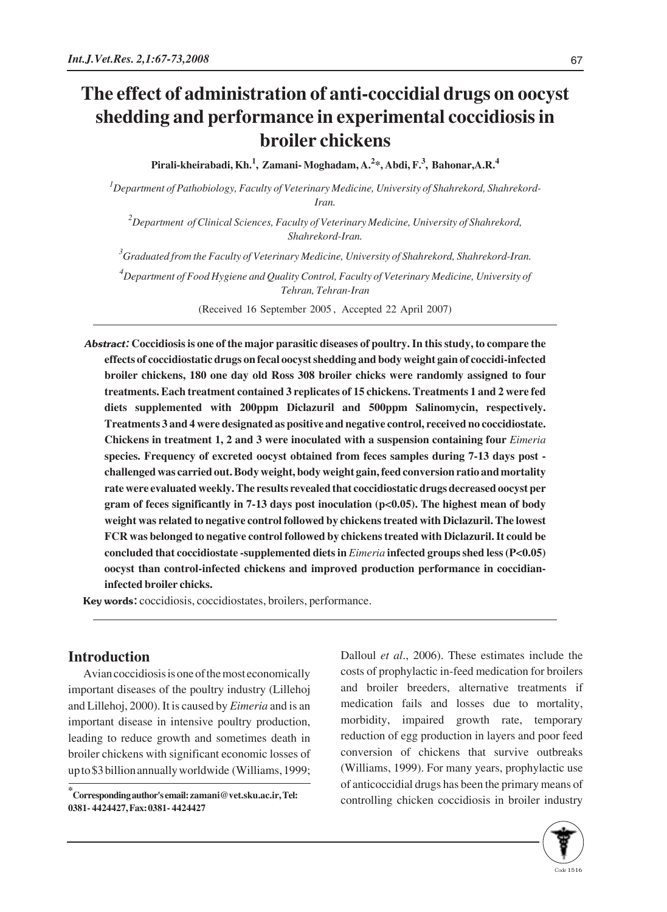# The effect of administration of anti-coccidial drugs on oocyst shedding and performance in experimental coccidiosis in broiler chickens

**Pirali-kheirabadi, Kh.[1], Zamani- Moghadam, A.[2]*, Abdi, F.[3], Bahonar,A.R.[4]**

[1]*Department of Pathobiology, Faculty of Veterinary Medicine, University of Shahrekord, Shahrekord-Iran.*

[2]*Department of Clinical Sciences, Faculty of Veterinary Medicine, University of Shahrekord, Shahrekord-Iran.*

[3]*Graduated from the Faculty of Veterinary Medicine, University of Shahrekord, Shahrekord-Iran.*

[4]*Department of Food Hygiene and Quality Control, Faculty of Veterinary Medicine, University of Tehran, Tehran-Iran*

(Received 16 September 2005, Accepted 22 April 2007)

***Abstract:*** **Coccidiosis is one of the major parasitic diseases of poultry. In this study, to compare the effects of coccidiostatic drugs on fecal oocyst shedding and body weight gain of coccidi-infected broiler chickens, 180 one day old Ross 308 broiler chicks were randomly assigned to four treatments. Each treatment contained 3 replicates of 15 chickens. Treatments 1 and 2 were fed diets supplemented with 200ppm Diclazuril and 500ppm Salinomycin, respectively. Treatments 3 and 4 were designated as positive and negative control, received no coccidiostate. Chickens in treatment 1, 2 and 3 were inoculated with a suspension containing four *Eimeria* species. Frequency of excreted oocyst obtained from feces samples during 7-13 days post - challenged was carried out. Body weight, body weight gain, feed conversion ratio and mortality rate were evaluated weekly. The results revealed that coccidiostatic drugs decreased oocyst per gram of feces significantly in 7-13 days post inoculation ($p<0.05$). The highest mean of body weight was related to negative control followed by chickens treated with Diclazuril. The lowest FCR was belonged to negative control followed by chickens treated with Diclazuril. It could be concluded that coccidiostate -supplemented diets in *Eimeria* infected groups shed less ($P<0.05$) oocyst than control-infected chickens and improved production performance in coccidian-infected broiler chicks.**

***Key words:*** coccidiosis, coccidiostates, broilers, performance.

## Introduction

Avian coccidiosis is one of the most economically important diseases of the poultry industry (Lillehoj and Lillehoj, 2000). It is caused by *Eimeria* and is an important disease in intensive poultry production, leading to reduce growth and sometimes death in broiler chickens with significant economic losses of up to $3 billion annually worldwide (Williams, 1999; Dalloul *et al*., 2006). These estimates include the costs of prophylactic in-feed medication for broilers and broiler breeders, alternative treatments if medication fails and losses due to mortality, morbidity, impaired growth rate, temporary reduction of egg production in layers and poor feed conversion of chickens that survive outbreaks (Williams, 1999). For many years, prophylactic use of anticoccidial drugs has been the primary means of controlling chicken coccidiosis in broiler industry

*Corresponding author's email: zamani@vet.sku.ac.ir, Tel: 0381- 4424427, Fax: 0381- 4424427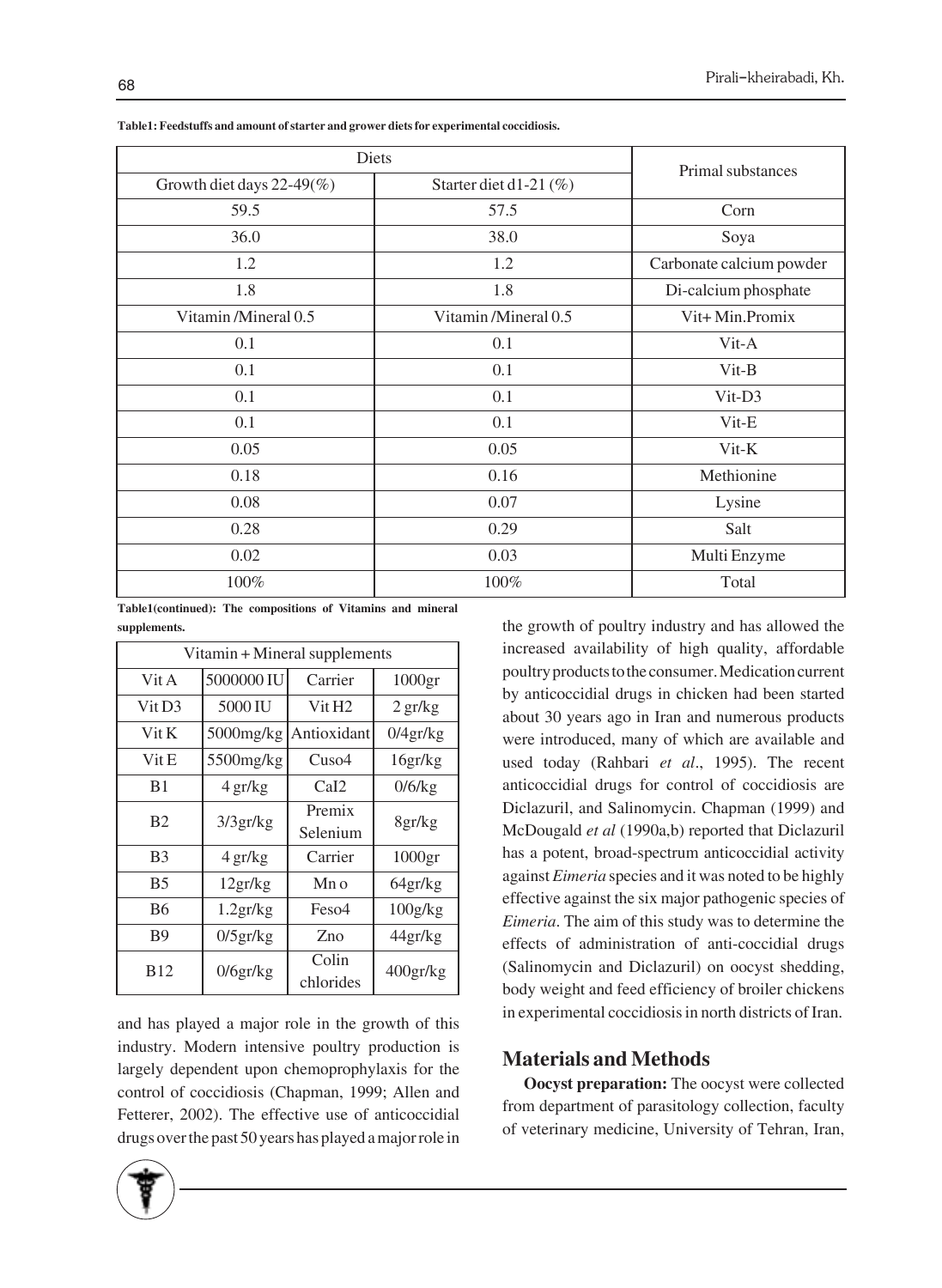**Table1: Feedstuffs and amount of starter and grower diets for experimental coccidiosis.**

| Diets | | Primal substances |
|---|---|---|
| Growth diet days 22-49(%) | Starter diet d1-21 (%) | |
| 59.5 | 57.5 | Corn |
| 36.0 | 38.0 | Soya |
| 1.2 | 1.2 | Carbonate calcium powder |
| 1.8 | 1.8 | Di-calcium phosphate |
| Vitamin /Mineral 0.5 | Vitamin /Mineral 0.5 | Vit+ Min.Promix |
| 0.1 | 0.1 | Vit-A |
| 0.1 | 0.1 | Vit-B |
| 0.1 | 0.1 | Vit-D3 |
| 0.1 | 0.1 | Vit-E |
| 0.05 | 0.05 | Vit-K |
| 0.18 | 0.16 | Methionine |
| 0.08 | 0.07 | Lysine |
| 0.28 | 0.29 | Salt |
| 0.02 | 0.03 | Multi Enzyme |
| 100% | 100% | Total |

**Table1(continued): The compositions of Vitamins and mineral supplements.**

| Vitamin + Mineral supplements | | | |
|---|---|---|---|
| Vit A | 5000000 IU | Carrier | 1000gr |
| Vit D3 | 5000 IU | Vit H2 | 2 gr/kg |
| Vit K | 5000mg/kg | Antioxidant | 0/4gr/kg |
| Vit E | 5500mg/kg | Cuso4 | 16gr/kg |
| B1 | 4 gr/kg | CaI2 | 0/6/kg |
| B2 | 3/3gr/kg | Premix Selenium | 8gr/kg |
| B3 | 4 gr/kg | Carrier | 1000gr |
| B5 | 12gr/kg | Mn o | 64gr/kg |
| B6 | 1.2gr/kg | Feso4 | 100g/kg |
| B9 | 0/5gr/kg | Zno | 44gr/kg |
| B12 | 0/6gr/kg | Colin chlorides | 400gr/kg |

and has played a major role in the growth of this industry. Modern intensive poultry production is largely dependent upon chemoprophylaxis for the control of coccidiosis (Chapman, 1999; Allen and Fetterer, 2002). The effective use of anticoccidial drugs over the past 50 years has played a major role in the growth of poultry industry and has allowed the increased availability of high quality, affordable poultry products to the consumer. Medication current by anticoccidial drugs in chicken had been started about 30 years ago in Iran and numerous products were introduced, many of which are available and used today (Rahbari *et al*., 1995). The recent anticoccidial drugs for control of coccidiosis are Diclazuril, and Salinomycin. Chapman (1999) and McDougald *et al* (1990a,b) reported that Diclazuril has a potent, broad-spectrum anticoccidial activity against *Eimeria* species and it was noted to be highly effective against the six major pathogenic species of *Eimeria*. The aim of this study was to determine the effects of administration of anti-coccidial drugs (Salinomycin and Diclazuril) on oocyst shedding, body weight and feed efficiency of broiler chickens in experimental coccidiosis in north districts of Iran.

## Materials and Methods

**Oocyst preparation:** The oocyst were collected from department of parasitology collection, faculty of veterinary medicine, University of Tehran, Iran,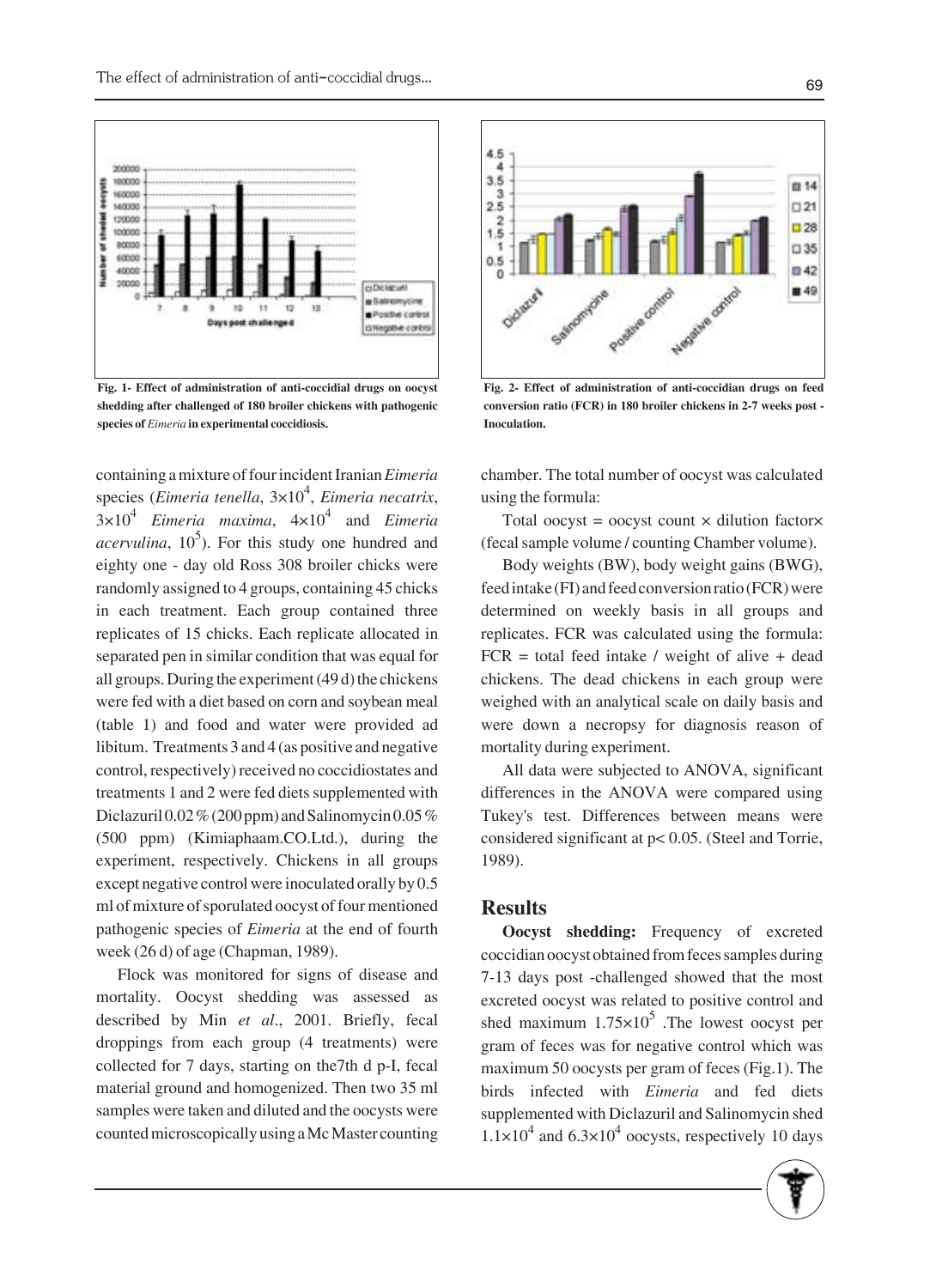Fig. 1- Effect of administration of anti-coccidial drugs on oocyst shedding after challenged of 180 broiler chickens with pathogenic species of *Eimeria* in experimental coccidiosis.

Fig. 2- Effect of administration of anti-coccidian drugs on feed conversion ratio (FCR) in 180 broiler chickens in 2-7 weeks post - Inoculation.

containing a mixture of four incident Iranian *Eimeria* species (*Eimeria tenella*, $3\times10^4$, *Eimeria necatrix*, $3\times10^4$ *Eimeria maxima*, $4\times10^4$ and *Eimeria acervulina*, $10^5$). For this study one hundred and eighty one - day old Ross 308 broiler chicks were randomly assigned to 4 groups, containing 45 chicks in each treatment. Each group contained three replicates of 15 chicks. Each replicate allocated in separated pen in similar condition that was equal for all groups. During the experiment (49 d) the chickens were fed with a diet based on corn and soybean meal (table 1) and food and water were provided ad libitum. Treatments 3 and 4 (as positive and negative control, respectively) received no coccidiostates and treatments 1 and 2 were fed diets supplemented with Diclazuril 0.02 % (200 ppm) and Salinomycin 0.05 % (500 ppm) (Kimiaphaam.CO.Ltd.), during the experiment, respectively. Chickens in all groups except negative control were inoculated orally by 0.5 ml of mixture of sporulated oocyst of four mentioned pathogenic species of *Eimeria* at the end of fourth week (26 d) of age (Chapman, 1989).

Flock was monitored for signs of disease and mortality. Oocyst shedding was assessed as described by Min *et al*., 2001. Briefly, fecal droppings from each group (4 treatments) were collected for 7 days, starting on the7th d p-I, fecal material ground and homogenized. Then two 35 ml samples were taken and diluted and the oocysts were counted microscopically using a Mc Master counting chamber. The total number of oocyst was calculated using the formula:

Total oocyst = oocyst count × dilution factor× (fecal sample volume / counting Chamber volume).

Body weights (BW), body weight gains (BWG), feed intake (FI) and feed conversion ratio (FCR) were determined on weekly basis in all groups and replicates. FCR was calculated using the formula: FCR = total feed intake / weight of alive + dead chickens. The dead chickens in each group were weighed with an analytical scale on daily basis and were down a necropsy for diagnosis reason of mortality during experiment.

All data were subjected to ANOVA, significant differences in the ANOVA were compared using Tukey's test. Differences between means were considered significant at $p< 0.05$. (Steel and Torrie, 1989).

## Results

**Oocyst shedding:** Frequency of excreted coccidian oocyst obtained from feces samples during 7-13 days post -challenged showed that the most excreted oocyst was related to positive control and shed maximum $1.75\times10^5$ .The lowest oocyst per gram of feces was for negative control which was maximum 50 oocysts per gram of feces (Fig.1). The birds infected with *Eimeria* and fed diets supplemented with Diclazuril and Salinomycin shed $1.1\times10^4$ and $6.3\times10^4$ oocysts, respectively 10 days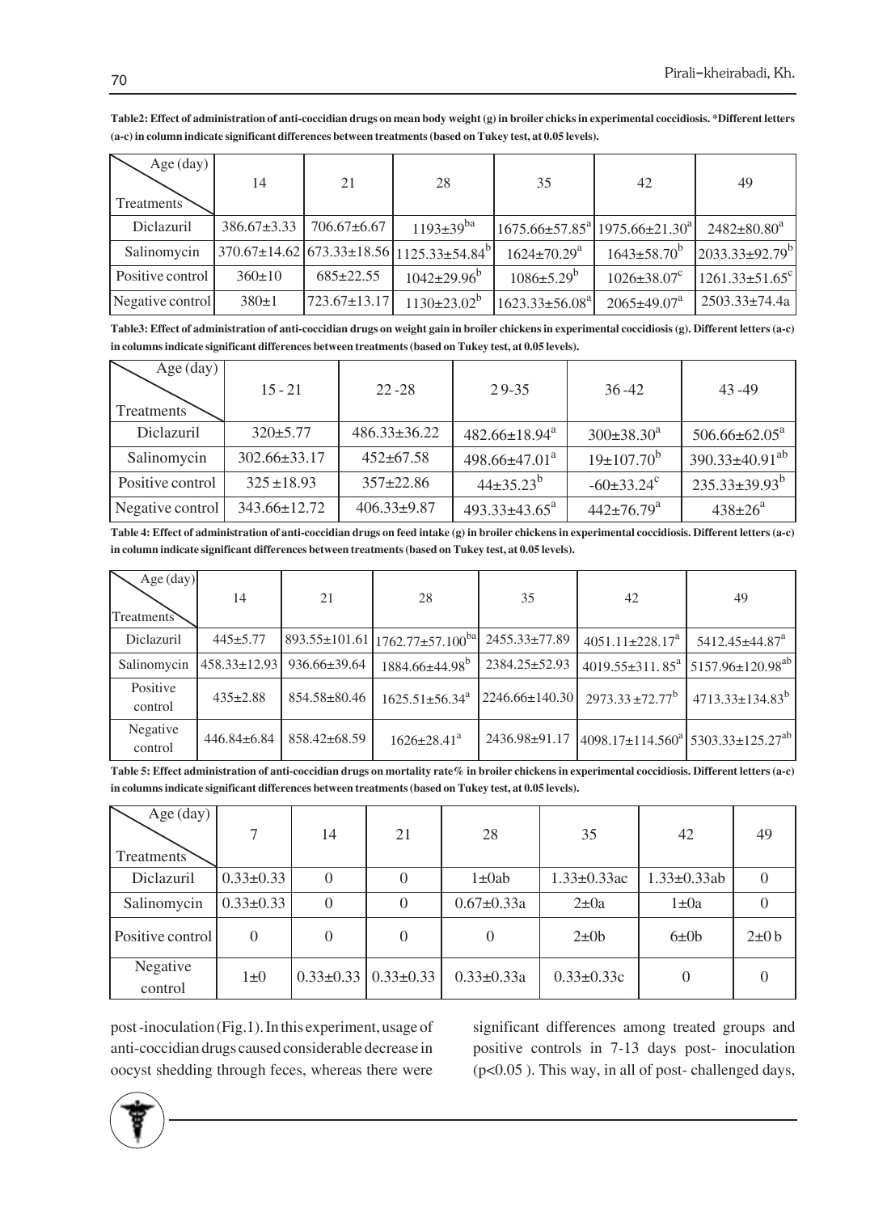**Table2: Effect of administration of anti-coccidian drugs on mean body weight (g) in broiler chicks in experimental coccidiosis. *Different letters (a-c) in column indicate significant differences between treatments (based on Tukey test, at 0.05 levels).**

| Age (day) / Treatments | 14 | 21 | 28 | 35 | 42 | 49 |
|---|---|---|---|---|---|---|
| Diclazuril | 386.67±3.33 | 706.67±6.67 | 1193±39[ba] | 1675.66±57.85[a] | 1975.66±21.30[a] | 2482±80.80[a] |
| Salinomycin | 370.67±14.62 | 673.33±18.56 | 1125.33±54.84[b] | 1624±70.29[a] | 1643±58.70[b] | 2033.33±92.79[b] |
| Positive control | 360±10 | 685±22.55 | 1042±29.96[b] | 1086±5.29[b] | 1026±38.07[c] | 1261.33±51.65[c] |
| Negative control | 380±1 | 723.67±13.17 | 1130±23.02[b] | 1623.33±56.08[a] | 2065±49.07[a] | 2503.33±74.4a |

**Table3: Effect of administration of anti-coccidian drugs on weight gain in broiler chickens in experimental coccidiosis (g). Different letters (a-c) in columns indicate significant differences between treatments (based on Tukey test, at 0.05 levels).**

| Age (day) / Treatments | 15 - 21 | 22 -28 | 29-35 | 36 -42 | 43 -49 |
|---|---|---|---|---|---|
| Diclazuril | 320±5.77 | 486.33±36.22 | 482.66±18.94[a] | 300±38.30[a] | 506.66±62.05[a] |
| Salinomycin | 302.66±33.17 | 452±67.58 | 498.66±47.01[a] | 19±107.70[b] | 390.33±40.91[ab] |
| Positive control | 325 ±18.93 | 357±22.86 | 44±35.23[b] | -60±33.24[c] | 235.33±39.93[b] |
| Negative control | 343.66±12.72 | 406.33±9.87 | 493.33±43.65[a] | 442±76.79[a] | 438±26[a] |

**Table 4: Effect of administration of anti-coccidian drugs on feed intake (g) in broiler chickens in experimental coccidiosis. Different letters (a-c) in column indicate significant differences between treatments (based on Tukey test, at 0.05 levels).**

| Age (day) / Treatments | 14 | 21 | 28 | 35 | 42 | 49 |
|---|---|---|---|---|---|---|
| Diclazuril | 445±5.77 | 893.55±101.61 | 1762.77±57.100[ba] | 2455.33±77.89 | 4051.11±228.17[a] | 5412.45±44.87[a] |
| Salinomycin | 458.33±12.93 | 936.66±39.64 | 1884.66±44.98[b] | 2384.25±52.93 | 4019.55±311. 85[a] | 5157.96±120.98[ab] |
| Positive control | 435±2.88 | 854.58±80.46 | 1625.51±56.34[a] | 2246.66±140.30 | 2973.33 ±72.77[b] | 4713.33±134.83[b] |
| Negative control | 446.84±6.84 | 858.42±68.59 | 1626±28.41[a] | 2436.98±91.17 | 4098.17±114.560[a] | 5303.33±125.27[ab] |

**Table 5: Effect administration of anti-coccidian drugs on mortality rate% in broiler chickens in experimental coccidiosis. Different letters (a-c) in columns indicate significant differences between treatments (based on Tukey test, at 0.05 levels).**

| Age (day) / Treatments | 7 | 14 | 21 | 28 | 35 | 42 | 49 |
|---|---|---|---|---|---|---|---|
| Diclazuril | 0.33±0.33 | 0 | 0 | 1±0ab | 1.33±0.33ac | 1.33±0.33ab | 0 |
| Salinomycin | 0.33±0.33 | 0 | 0 | 0.67±0.33a | 2±0a | 1±0a | 0 |
| Positive control | 0 | 0 | 0 | 0 | 2±0b | 6±0b | 2±0 b |
| Negative control | 1±0 | 0.33±0.33 | 0.33±0.33 | 0.33±0.33a | 0.33±0.33c | 0 | 0 |

post-inoculation (Fig.1). In this experiment, usage of anti-coccidian drugs caused considerable decrease in oocyst shedding through feces, whereas there were significant differences among treated groups and positive controls in 7-13 days post- inoculation ($p<0.05$ ). This way, in all of post- challenged days,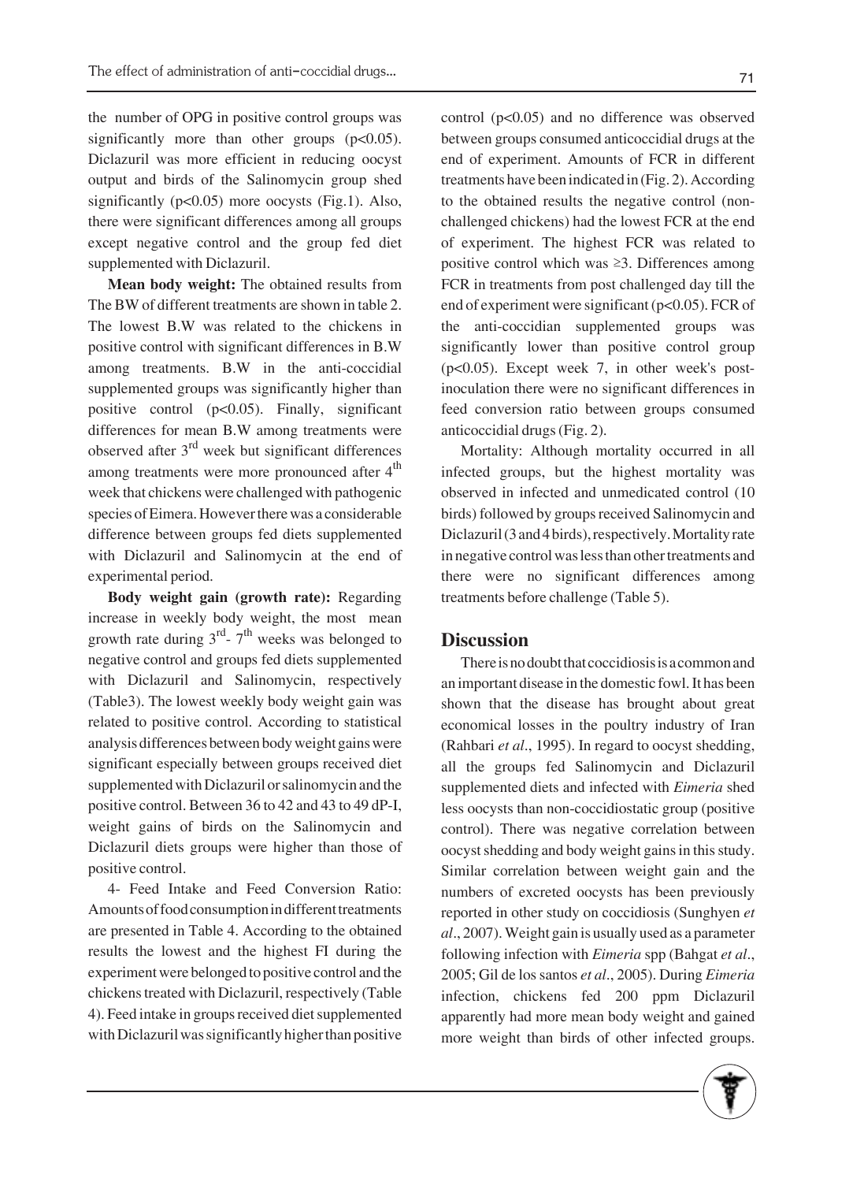the number of OPG in positive control groups was significantly more than other groups ($p<0.05$). Diclazuril was more efficient in reducing oocyst output and birds of the Salinomycin group shed significantly ($p<0.05$) more oocysts (Fig.1). Also, there were significant differences among all groups except negative control and the group fed diet supplemented with Diclazuril.

**Mean body weight:** The obtained results from The BW of different treatments are shown in table 2. The lowest B.W was related to the chickens in positive control with significant differences in B.W among treatments. B.W in the anti-coccidial supplemented groups was significantly higher than positive control ($p<0.05$). Finally, significant differences for mean B.W among treatments were observed after 3rd week but significant differences among treatments were more pronounced after 4th week that chickens were challenged with pathogenic species of Eimera. However there was a considerable difference between groups fed diets supplemented with Diclazuril and Salinomycin at the end of experimental period.

**Body weight gain (growth rate):** Regarding increase in weekly body weight, the most mean growth rate during 3rd- 7th weeks was belonged to negative control and groups fed diets supplemented with Diclazuril and Salinomycin, respectively (Table3). The lowest weekly body weight gain was related to positive control. According to statistical analysis differences between body weight gains were significant especially between groups received diet supplemented with Diclazuril or salinomycin and the positive control. Between 36 to 42 and 43 to 49 dP-I, weight gains of birds on the Salinomycin and Diclazuril diets groups were higher than those of positive control.

4- Feed Intake and Feed Conversion Ratio: Amounts of food consumption in different treatments are presented in Table 4. According to the obtained results the lowest and the highest FI during the experiment were belonged to positive control and the chickens treated with Diclazuril, respectively (Table 4). Feed intake in groups received diet supplemented with Diclazuril was significantly higher than positive control ($p<0.05$) and no difference was observed between groups consumed anticoccidial drugs at the end of experiment. Amounts of FCR in different treatments have been indicated in (Fig. 2). According to the obtained results the negative control (non-challenged chickens) had the lowest FCR at the end of experiment. The highest FCR was related to positive control which was $\geq 3$. Differences among FCR in treatments from post challenged day till the end of experiment were significant ($p<0.05$). FCR of the anti-coccidian supplemented groups was significantly lower than positive control group ($p<0.05$). Except week 7, in other week's post-inoculation there were no significant differences in feed conversion ratio between groups consumed anticoccidial drugs (Fig. 2).

Mortality: Although mortality occurred in all infected groups, but the highest mortality was observed in infected and unmedicated control (10 birds) followed by groups received Salinomycin and Diclazuril (3 and 4 birds), respectively. Mortality rate in negative control was less than other treatments and there were no significant differences among treatments before challenge (Table 5).

## Discussion

There is no doubt that coccidiosis is a common and an important disease in the domestic fowl. It has been shown that the disease has brought about great economical losses in the poultry industry of Iran (Rahbari *et al*., 1995). In regard to oocyst shedding, all the groups fed Salinomycin and Diclazuril supplemented diets and infected with *Eimeria* shed less oocysts than non-coccidiostatic group (positive control). There was negative correlation between oocyst shedding and body weight gains in this study. Similar correlation between weight gain and the numbers of excreted oocysts has been previously reported in other study on coccidiosis (Sunghyen *et al*., 2007). Weight gain is usually used as a parameter following infection with *Eimeria* spp (Bahgat *et al*., 2005; Gil de los santos *et al*., 2005). During *Eimeria* infection, chickens fed 200 ppm Diclazuril apparently had more mean body weight and gained more weight than birds of other infected groups.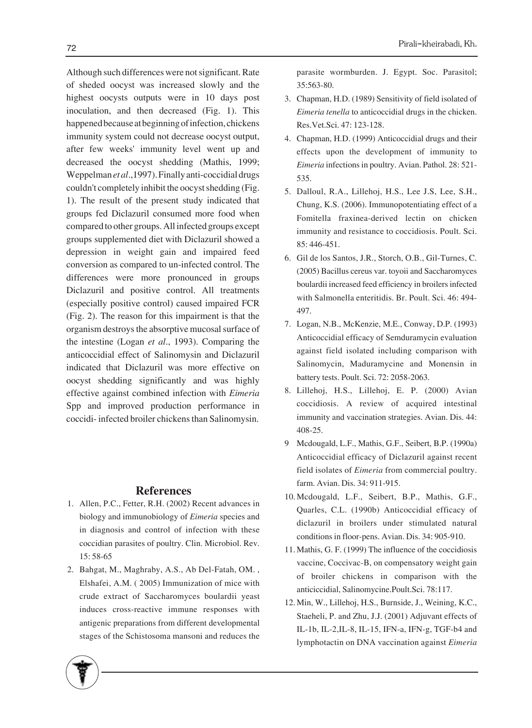Although such differences were not significant. Rate of sheded oocyst was increased slowly and the highest oocysts outputs were in 10 days post inoculation, and then decreased (Fig. 1). This happened because at beginning of infection, chickens immunity system could not decrease oocyst output, after few weeks' immunity level went up and decreased the oocyst shedding (Mathis, 1999; Weppelman *et al*.,1997). Finally anti-coccidial drugs couldn't completely inhibit the oocyst shedding (Fig. 1). The result of the present study indicated that groups fed Diclazuril consumed more food when compared to other groups. All infected groups except groups supplemented diet with Diclazuril showed a depression in weight gain and impaired feed conversion as compared to un-infected control. The differences were more pronounced in groups Diclazuril and positive control. All treatments (especially positive control) caused impaired FCR (Fig. 2). The reason for this impairment is that the organism destroys the absorptive mucosal surface of the intestine (Logan *et al*., 1993). Comparing the anticoccidial effect of Salinomysin and Diclazuril indicated that Diclazuril was more effective on oocyst shedding significantly and was highly effective against combined infection with *Eimeria* Spp and improved production performance in coccidi- infected broiler chickens than Salinomysin.

## References

1. Allen, P.C., Fetter, R.H. (2002) Recent advances in biology and immunobiology of *Eimeria* species and in diagnosis and control of infection with these coccidian parasites of poultry. Clin. Microbiol. Rev. 15: 58-65
2. Bahgat, M., Maghraby, A.S., Ab Del-Fatah, OM. , Elshafei, A.M. ( 2005) Immunization of mice with crude extract of Saccharomyces boulardii yeast induces cross-reactive immune responses with antigenic preparations from different developmental stages of the Schistosoma mansoni and reduces the parasite wormburden. J. Egypt. Soc. Parasitol; 35:563-80.
3. Chapman, H.D. (1989) Sensitivity of field isolated of *Eimeria tenella* to anticoccidial drugs in the chicken. Res.Vet.Sci. 47: 123-128.
4. Chapman, H.D. (1999) Anticoccidial drugs and their effects upon the development of immunity to *Eimeria* infections in poultry. Avian. Pathol. 28: 521-535.
5. Dalloul, R.A., Lillehoj, H.S., Lee J.S, Lee, S.H., Chung, K.S. (2006). Immunopotentiating effect of a Fomitella fraxinea-derived lectin on chicken immunity and resistance to coccidiosis. Poult. Sci. 85: 446-451.
6. Gil de los Santos, J.R., Storch, O.B., Gil-Turnes, C. (2005) Bacillus cereus var. toyoii and Saccharomyces boulardii increased feed efficiency in broilers infected with Salmonella enteritidis. Br. Poult. Sci. 46: 494-497.
7. Logan, N.B., McKenzie, M.E., Conway, D.P. (1993) Anticoccidial efficacy of Semduramycin evaluation against field isolated including comparison with Salinomycin, Maduramycine and Monensin in battery tests. Poult. Sci. 72: 2058-2063.
8. Lillehoj, H.S., Lillehoj, E. P. (2000) Avian coccidiosis. A review of acquired intestinal immunity and vaccination strategies. Avian. Dis. 44: 408-25.
9. Mcdougald, L.F., Mathis, G.F., Seibert, B.P. (1990a) Anticoccidial efficacy of Diclazuril against recent field isolates of *Eimeria* from commercial poultry. farm. Avian. Dis. 34: 911-915.
10. Mcdougald, L.F., Seibert, B.P., Mathis, G.F., Quarles, C.L. (1990b) Anticoccidial efficacy of diclazuril in broilers under stimulated natural conditions in floor-pens. Avian. Dis. 34: 905-910.
11. Mathis, G. F. (1999) The influence of the coccidiosis vaccine, Coccivac-B, on compensatory weight gain of broiler chickens in comparison with the anticiccidial, Salinomycine.Poult.Sci. 78:117.
12. Min, W., Lillehoj, H.S., Burnside, J., Weining, K.C., Staeheli, P. and Zhu, J.J. (2001) Adjuvant effects of IL-1b, IL-2,IL-8, IL-15, IFN-a, IFN-g, TGF-b4 and lymphotactin on DNA vaccination against *Eimeria*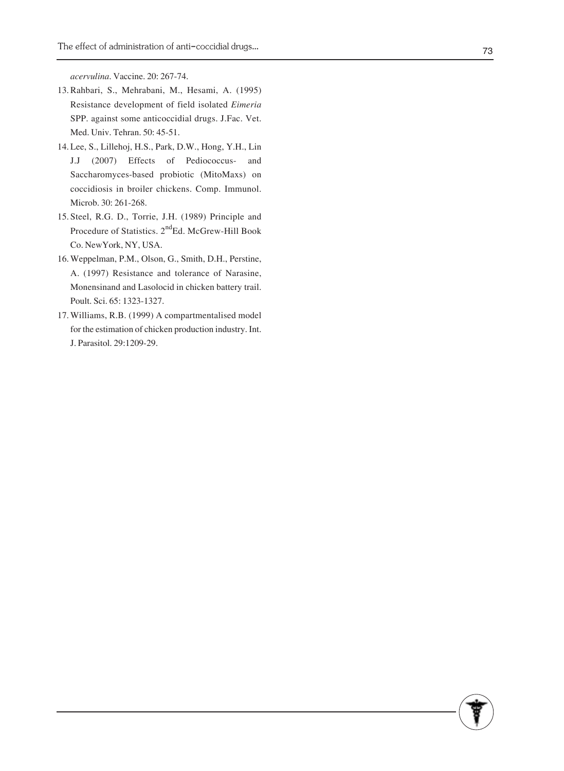*acervulina*. Vaccine. 20: 267-74.

13. Rahbari, S., Mehrabani, M., Hesami, A. (1995) Resistance development of field isolated *Eimeria* SPP. against some anticoccidial drugs. J.Fac. Vet. Med. Univ. Tehran. 50: 45-51.
14. Lee, S., Lillehoj, H.S., Park, D.W., Hong, Y.H., Lin J.J (2007) Effects of Pediococcus- and Saccharomyces-based probiotic (MitoMaxs) on coccidiosis in broiler chickens. Comp. Immunol. Microb. 30: 261-268.
15. Steel, R.G. D., Torrie, J.H. (1989) Principle and Procedure of Statistics. 2nd Ed. McGrew-Hill Book Co. NewYork, NY, USA.
16. Weppelman, P.M., Olson, G., Smith, D.H., Perstine, A. (1997) Resistance and tolerance of Narasine, Monensinand and Lasolocid in chicken battery trail. Poult. Sci. 65: 1323-1327.
17. Williams, R.B. (1999) A compartmentalised model for the estimation of chicken production industry. Int. J. Parasitol. 29:1209-29.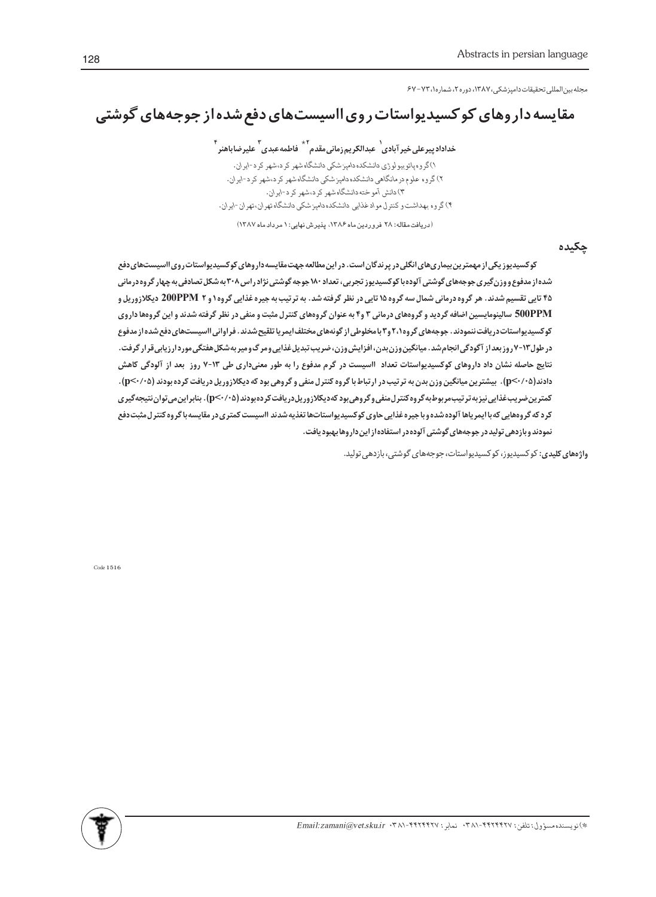# مقایسه داروهای کوکسیدیواستات روی ااسیست‌های دفع شده از جوجه‌های گوشتی

خداداد پیرعلی خیرآبادی[1] عبدالکریم زمانی مقدم[2*] فاطمه عبدی[3] علیرضا باهنر[4]

۱) گروه پاتوبیولوژی دانشکده دامپزشکی دانشگاه شهر کرد، شهر کرد-ایران.
۲) گروه علوم درمانگاهی دانشکده دامپزشکی دانشگاه شهر کرد، شهر کرد-ایران.
۳) دانش آموخته دانشگاه شهر کرد، شهر کرد-ایران.
۴) گروه بهداشت و کنترل مواد غذایی دانشکده دامپزشکی دانشگاه تهران، تهران-ایران.

(دریافت مقاله: ۲۸ فروردین ماه ۱۳۸۶، پذیرش نهایی: ۱ مرداد ماه ۱۳۸۷)

## چکیده

**کوکسیدیوز یکی از مهمترین بیماری‌های انگلی در پرندگان است. در این مطالعه جهت مقایسه داروهای کوکسیدیواستات روی ااسیست‌های دفع شده از مدفوع و وزن‌گیری جوجه‌های گوشتی آلوده با کوکسیدیوز تجربی، تعداد ۱۸۰ جوجه گوشتی نژاد راس ۳۰۸ به شکل تصادفی به چهار گروه درمانی ۴۵ تایی تقسیم شدند. هر گروه درمانی شمال سه گروه ۱۵ تایی در نظر گرفته شد. به ترتیب به جیره غذایی گروه ۱ و ۲ 200PPM دیکلازوریل و 500PPM سالینومایسین اضافه گردید و گروههای درمانی ۳ و ۴ به عنوان گروههای کنترل مثبت و منفی در نظر گرفته شدند و این گروهها داروی کوکسیدیواستات دریافت ننمودند. جوجه‌های گروه ۱، ۲ و ۳ با مخلوطی از گونه‌های مختلف ایمریا تلقیح شدند. فراوانی ااسیست‌های دفع شده از مدفوع در طول ۱۳-۷ روز بعد از آلودگی انجام شد. میانگین وزن بدن، افزایش وزن، ضریب تبدیل غذایی و مرگ و میر به شکل هفتگی مورد ارزیابی قرار گرفت. نتایج حاصله نشان داد داروهای کوکسیدیواستات تعداد ااسیست در گرم مدفوع را به طور معنی‌داری طی ۱۳-۷ روز بعد از آلودگی کاهش دادند($p<۰/۰۵$). بیشترین میانگین وزن بدن به ترتیب در ارتباط با گروه کنترل منفی و گروهی بود که دیکلازوریل دریافت کرده بودند ($p<۰/۰۵$). کمترین ضریب غذایی نیز به ترتیب مربوط به گروه کنترل منفی و گروهی بود که دیکلازوریل دریافت کرده بودند ($p<۰/۰۵$). بنابراین می‌توان نتیجه‌گیری کرد که گروههایی که با ایمریاها آلوده شده و با جیره غذایی حاوی کوکسیدیواستات‌ها تغذیه شدند ااسیست کمتری در مقایسه با گروه کنترل مثبت دفع نمودند و بازدهی تولید در جوجه‌های گوشتی آلوده در استفاده از این داروها بهبود یافت.**

**واژه‌های کلیدی:** کوکسیدیوز، کوکسیدیواستات، جوجه‌های گوشتی، بازدهی تولید.

Code 1516

*) نویسنده مسؤول: تلفن: ۴۴۲۴۴۲۷-۰۳۸۱ نمابر: ۴۴۲۴۴۲۷-۰۳۸۱ *Email:zamani@vet.sku.ir*